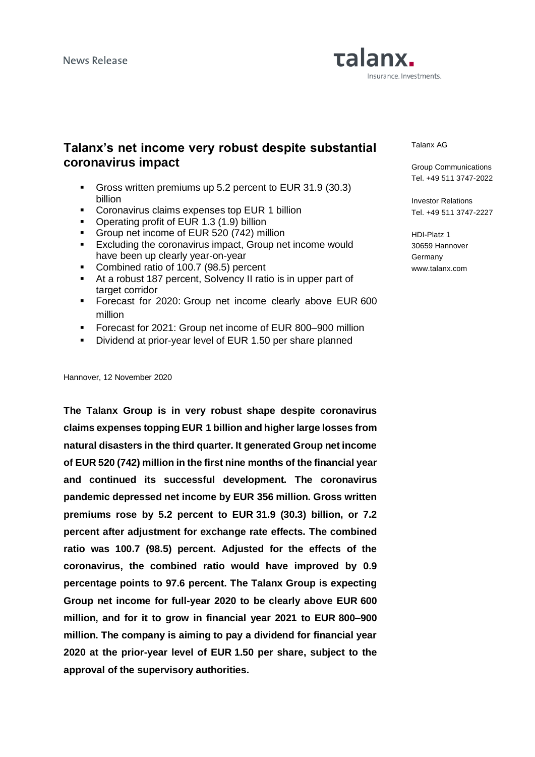News Release

talanx.
Insurance. Investments.

Talanx AG

Group Communications
Tel. +49 511 3747-2022

Investor Relations
Tel. +49 511 3747-2227

HDI-Platz 1
30659 Hannover
Germany
www.talanx.com

# Talanx's net income very robust despite substantial coronavirus impact

- Gross written premiums up 5.2 percent to EUR 31.9 (30.3) billion
- Coronavirus claims expenses top EUR 1 billion
- Operating profit of EUR 1.3 (1.9) billion
- Group net income of EUR 520 (742) million
- Excluding the coronavirus impact, Group net income would have been up clearly year-on-year
- Combined ratio of 100.7 (98.5) percent
- At a robust 187 percent, Solvency II ratio is in upper part of target corridor
- Forecast for 2020: Group net income clearly above EUR 600 million
- Forecast for 2021: Group net income of EUR 800–900 million
- Dividend at prior-year level of EUR 1.50 per share planned

Hannover, 12 November 2020

**The Talanx Group is in very robust shape despite coronavirus claims expenses topping EUR 1 billion and higher large losses from natural disasters in the third quarter. It generated Group net income of EUR 520 (742) million in the first nine months of the financial year and continued its successful development. The coronavirus pandemic depressed net income by EUR 356 million. Gross written premiums rose by 5.2 percent to EUR 31.9 (30.3) billion, or 7.2 percent after adjustment for exchange rate effects. The combined ratio was 100.7 (98.5) percent. Adjusted for the effects of the coronavirus, the combined ratio would have improved by 0.9 percentage points to 97.6 percent. The Talanx Group is expecting Group net income for full-year 2020 to be clearly above EUR 600 million, and for it to grow in financial year 2021 to EUR 800–900 million. The company is aiming to pay a dividend for financial year 2020 at the prior-year level of EUR 1.50 per share, subject to the approval of the supervisory authorities.**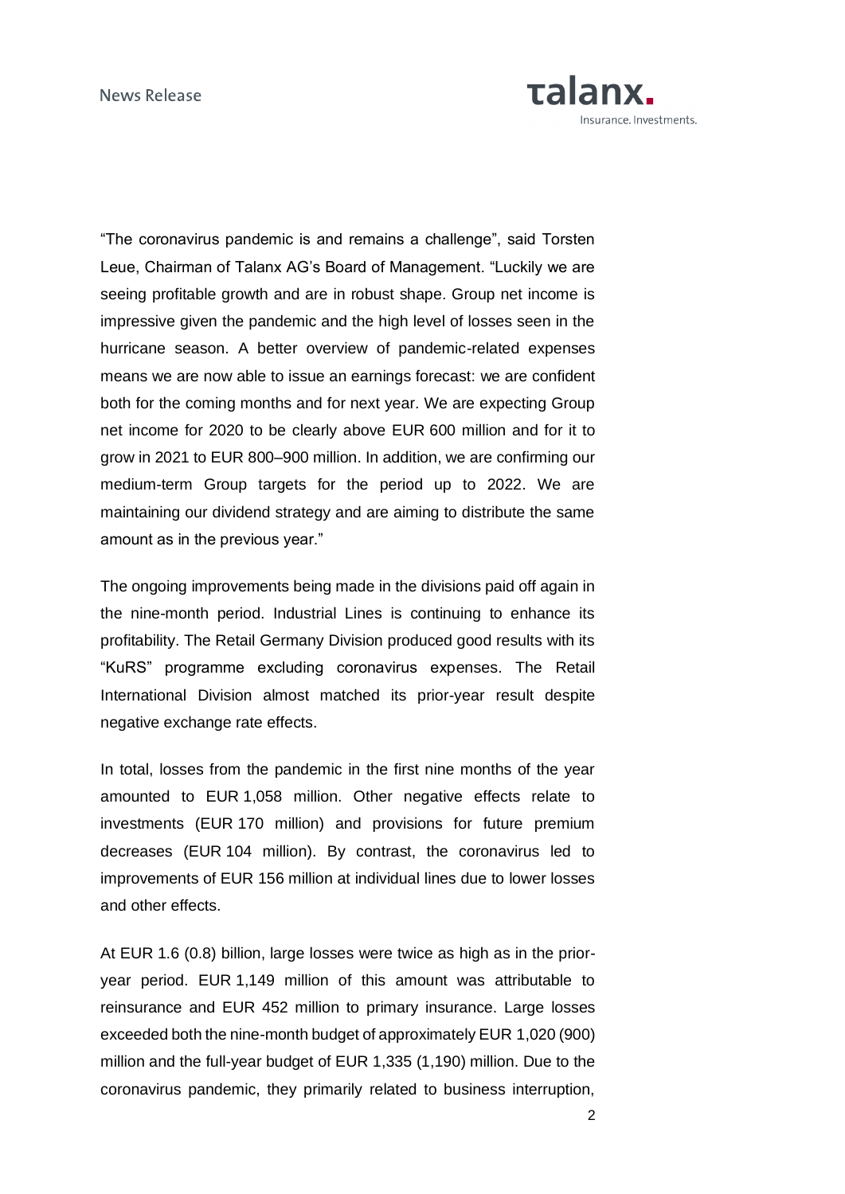"The coronavirus pandemic is and remains a challenge", said Torsten Leue, Chairman of Talanx AG's Board of Management. "Luckily we are seeing profitable growth and are in robust shape. Group net income is impressive given the pandemic and the high level of losses seen in the hurricane season. A better overview of pandemic-related expenses means we are now able to issue an earnings forecast: we are confident both for the coming months and for next year. We are expecting Group net income for 2020 to be clearly above EUR 600 million and for it to grow in 2021 to EUR 800–900 million. In addition, we are confirming our medium-term Group targets for the period up to 2022. We are maintaining our dividend strategy and are aiming to distribute the same amount as in the previous year."

The ongoing improvements being made in the divisions paid off again in the nine-month period. Industrial Lines is continuing to enhance its profitability. The Retail Germany Division produced good results with its "KuRS" programme excluding coronavirus expenses. The Retail International Division almost matched its prior-year result despite negative exchange rate effects.

In total, losses from the pandemic in the first nine months of the year amounted to EUR 1,058 million. Other negative effects relate to investments (EUR 170 million) and provisions for future premium decreases (EUR 104 million). By contrast, the coronavirus led to improvements of EUR 156 million at individual lines due to lower losses and other effects.

At EUR 1.6 (0.8) billion, large losses were twice as high as in the prior-year period. EUR 1,149 million of this amount was attributable to reinsurance and EUR 452 million to primary insurance. Large losses exceeded both the nine-month budget of approximately EUR 1,020 (900) million and the full-year budget of EUR 1,335 (1,190) million. Due to the coronavirus pandemic, they primarily related to business interruption,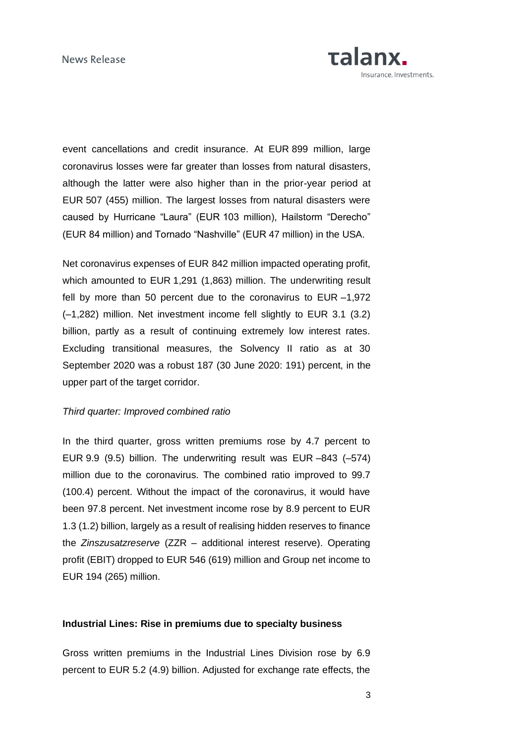event cancellations and credit insurance. At EUR 899 million, large coronavirus losses were far greater than losses from natural disasters, although the latter were also higher than in the prior-year period at EUR 507 (455) million. The largest losses from natural disasters were caused by Hurricane "Laura" (EUR 103 million), Hailstorm "Derecho" (EUR 84 million) and Tornado "Nashville" (EUR 47 million) in the USA.

Net coronavirus expenses of EUR 842 million impacted operating profit, which amounted to EUR 1,291 (1,863) million. The underwriting result fell by more than 50 percent due to the coronavirus to EUR –1,972 (–1,282) million. Net investment income fell slightly to EUR 3.1 (3.2) billion, partly as a result of continuing extremely low interest rates. Excluding transitional measures, the Solvency II ratio as at 30 September 2020 was a robust 187 (30 June 2020: 191) percent, in the upper part of the target corridor.

*Third quarter: Improved combined ratio*

In the third quarter, gross written premiums rose by 4.7 percent to EUR 9.9 (9.5) billion. The underwriting result was EUR –843 (–574) million due to the coronavirus. The combined ratio improved to 99.7 (100.4) percent. Without the impact of the coronavirus, it would have been 97.8 percent. Net investment income rose by 8.9 percent to EUR 1.3 (1.2) billion, largely as a result of realising hidden reserves to finance the *Zinszusatzreserve* (ZZR – additional interest reserve). Operating profit (EBIT) dropped to EUR 546 (619) million and Group net income to EUR 194 (265) million.

**Industrial Lines: Rise in premiums due to specialty business**

Gross written premiums in the Industrial Lines Division rose by 6.9 percent to EUR 5.2 (4.9) billion. Adjusted for exchange rate effects, the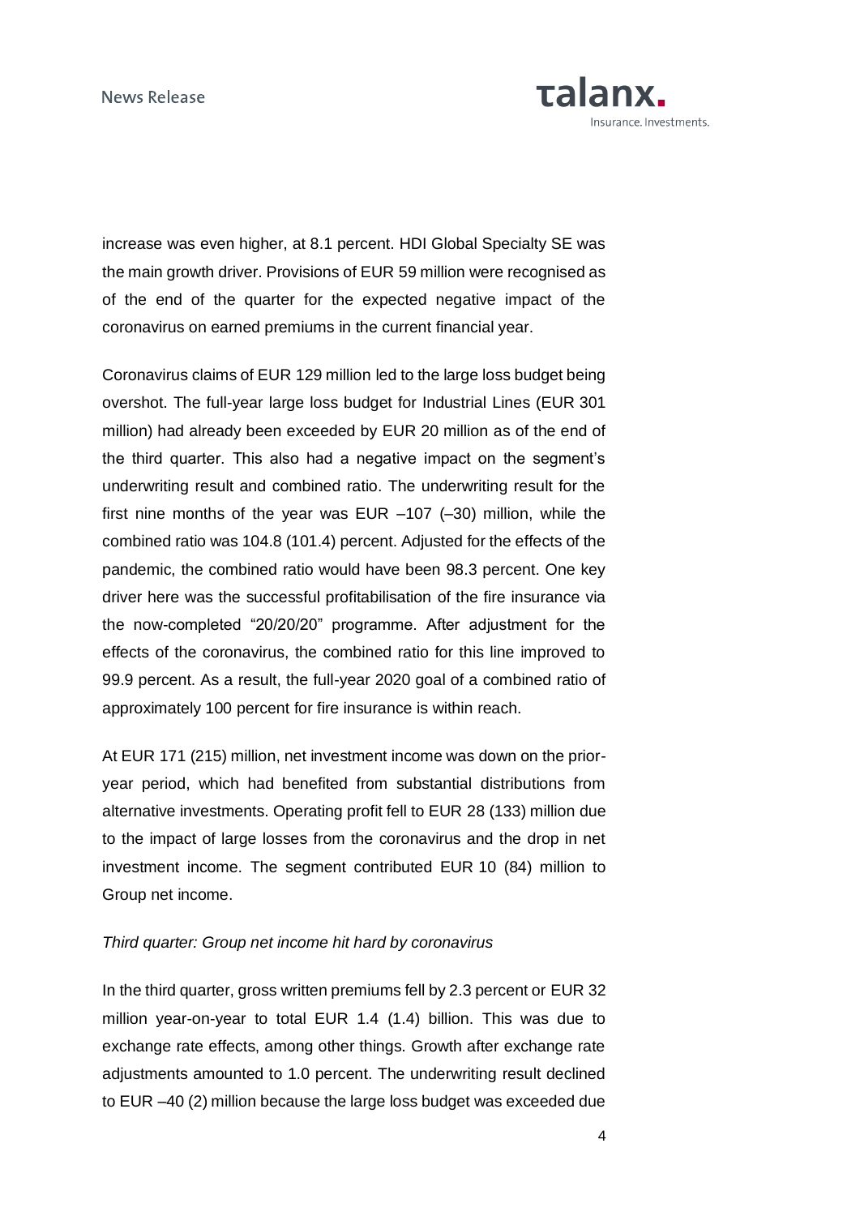increase was even higher, at 8.1 percent. HDI Global Specialty SE was the main growth driver. Provisions of EUR 59 million were recognised as of the end of the quarter for the expected negative impact of the coronavirus on earned premiums in the current financial year.

Coronavirus claims of EUR 129 million led to the large loss budget being overshot. The full-year large loss budget for Industrial Lines (EUR 301 million) had already been exceeded by EUR 20 million as of the end of the third quarter. This also had a negative impact on the segment's underwriting result and combined ratio. The underwriting result for the first nine months of the year was EUR –107 (–30) million, while the combined ratio was 104.8 (101.4) percent. Adjusted for the effects of the pandemic, the combined ratio would have been 98.3 percent. One key driver here was the successful profitabilisation of the fire insurance via the now-completed "20/20/20" programme. After adjustment for the effects of the coronavirus, the combined ratio for this line improved to 99.9 percent. As a result, the full-year 2020 goal of a combined ratio of approximately 100 percent for fire insurance is within reach.

At EUR 171 (215) million, net investment income was down on the prior-year period, which had benefited from substantial distributions from alternative investments. Operating profit fell to EUR 28 (133) million due to the impact of large losses from the coronavirus and the drop in net investment income. The segment contributed EUR 10 (84) million to Group net income.

*Third quarter: Group net income hit hard by coronavirus*

In the third quarter, gross written premiums fell by 2.3 percent or EUR 32 million year-on-year to total EUR 1.4 (1.4) billion. This was due to exchange rate effects, among other things. Growth after exchange rate adjustments amounted to 1.0 percent. The underwriting result declined to EUR –40 (2) million because the large loss budget was exceeded due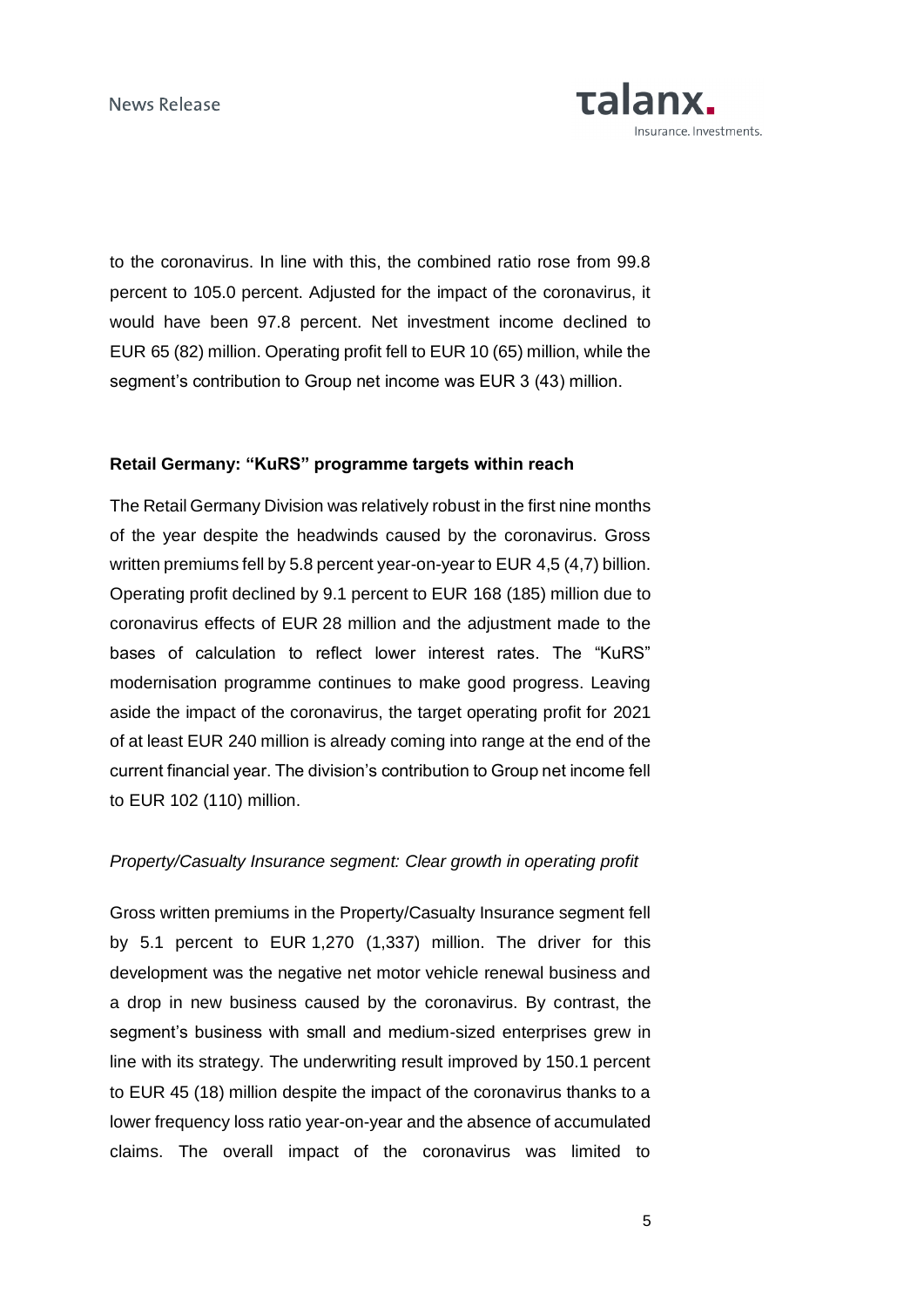to the coronavirus. In line with this, the combined ratio rose from 99.8 percent to 105.0 percent. Adjusted for the impact of the coronavirus, it would have been 97.8 percent. Net investment income declined to EUR 65 (82) million. Operating profit fell to EUR 10 (65) million, while the segment's contribution to Group net income was EUR 3 (43) million.

**Retail Germany: "KuRS" programme targets within reach**

The Retail Germany Division was relatively robust in the first nine months of the year despite the headwinds caused by the coronavirus. Gross written premiums fell by 5.8 percent year-on-year to EUR 4,5 (4,7) billion. Operating profit declined by 9.1 percent to EUR 168 (185) million due to coronavirus effects of EUR 28 million and the adjustment made to the bases of calculation to reflect lower interest rates. The "KuRS" modernisation programme continues to make good progress. Leaving aside the impact of the coronavirus, the target operating profit for 2021 of at least EUR 240 million is already coming into range at the end of the current financial year. The division's contribution to Group net income fell to EUR 102 (110) million.

*Property/Casualty Insurance segment: Clear growth in operating profit*

Gross written premiums in the Property/Casualty Insurance segment fell by 5.1 percent to EUR 1,270 (1,337) million. The driver for this development was the negative net motor vehicle renewal business and a drop in new business caused by the coronavirus. By contrast, the segment's business with small and medium-sized enterprises grew in line with its strategy. The underwriting result improved by 150.1 percent to EUR 45 (18) million despite the impact of the coronavirus thanks to a lower frequency loss ratio year-on-year and the absence of accumulated claims. The overall impact of the coronavirus was limited to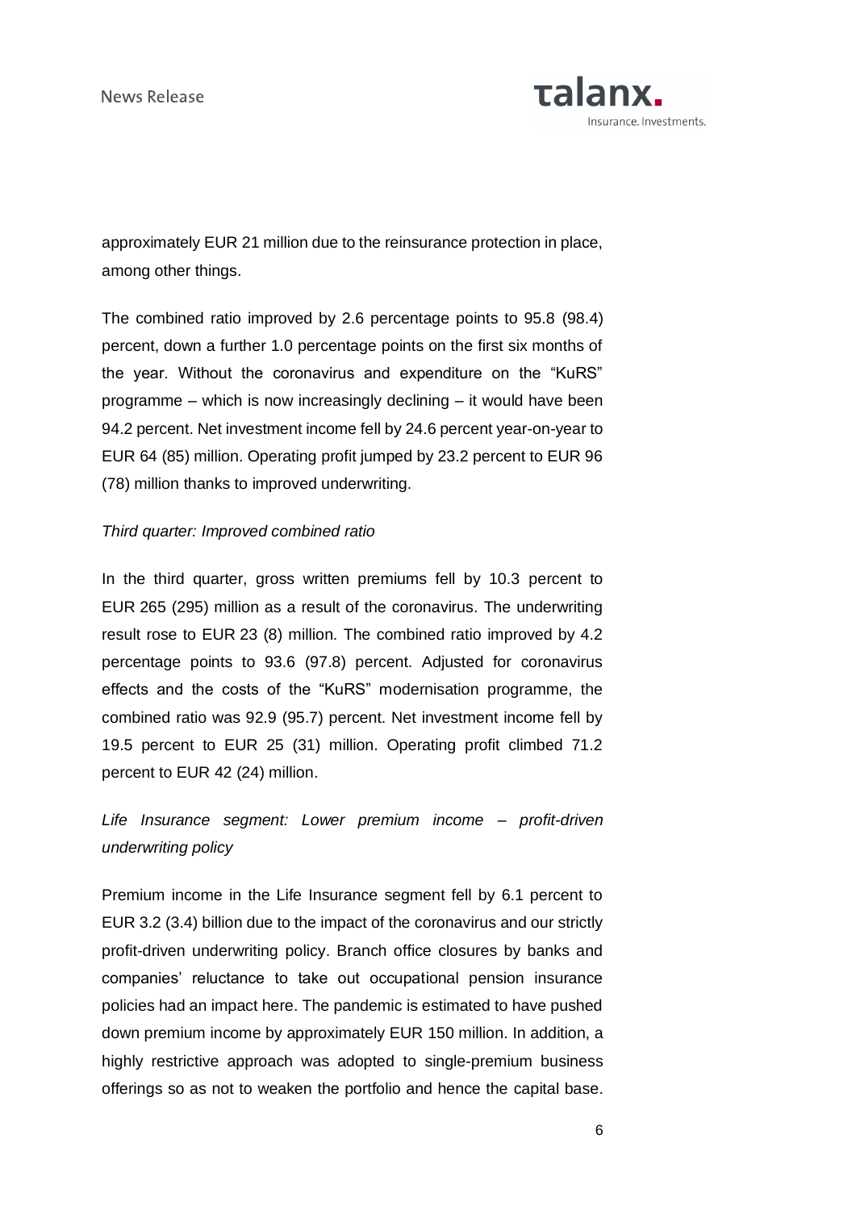approximately EUR 21 million due to the reinsurance protection in place, among other things.

The combined ratio improved by 2.6 percentage points to 95.8 (98.4) percent, down a further 1.0 percentage points on the first six months of the year. Without the coronavirus and expenditure on the "KuRS" programme – which is now increasingly declining – it would have been 94.2 percent. Net investment income fell by 24.6 percent year-on-year to EUR 64 (85) million. Operating profit jumped by 23.2 percent to EUR 96 (78) million thanks to improved underwriting.

*Third quarter: Improved combined ratio*

In the third quarter, gross written premiums fell by 10.3 percent to EUR 265 (295) million as a result of the coronavirus. The underwriting result rose to EUR 23 (8) million. The combined ratio improved by 4.2 percentage points to 93.6 (97.8) percent. Adjusted for coronavirus effects and the costs of the "KuRS" modernisation programme, the combined ratio was 92.9 (95.7) percent. Net investment income fell by 19.5 percent to EUR 25 (31) million. Operating profit climbed 71.2 percent to EUR 42 (24) million.

*Life Insurance segment: Lower premium income – profit-driven underwriting policy*

Premium income in the Life Insurance segment fell by 6.1 percent to EUR 3.2 (3.4) billion due to the impact of the coronavirus and our strictly profit-driven underwriting policy. Branch office closures by banks and companies' reluctance to take out occupational pension insurance policies had an impact here. The pandemic is estimated to have pushed down premium income by approximately EUR 150 million. In addition, a highly restrictive approach was adopted to single-premium business offerings so as not to weaken the portfolio and hence the capital base.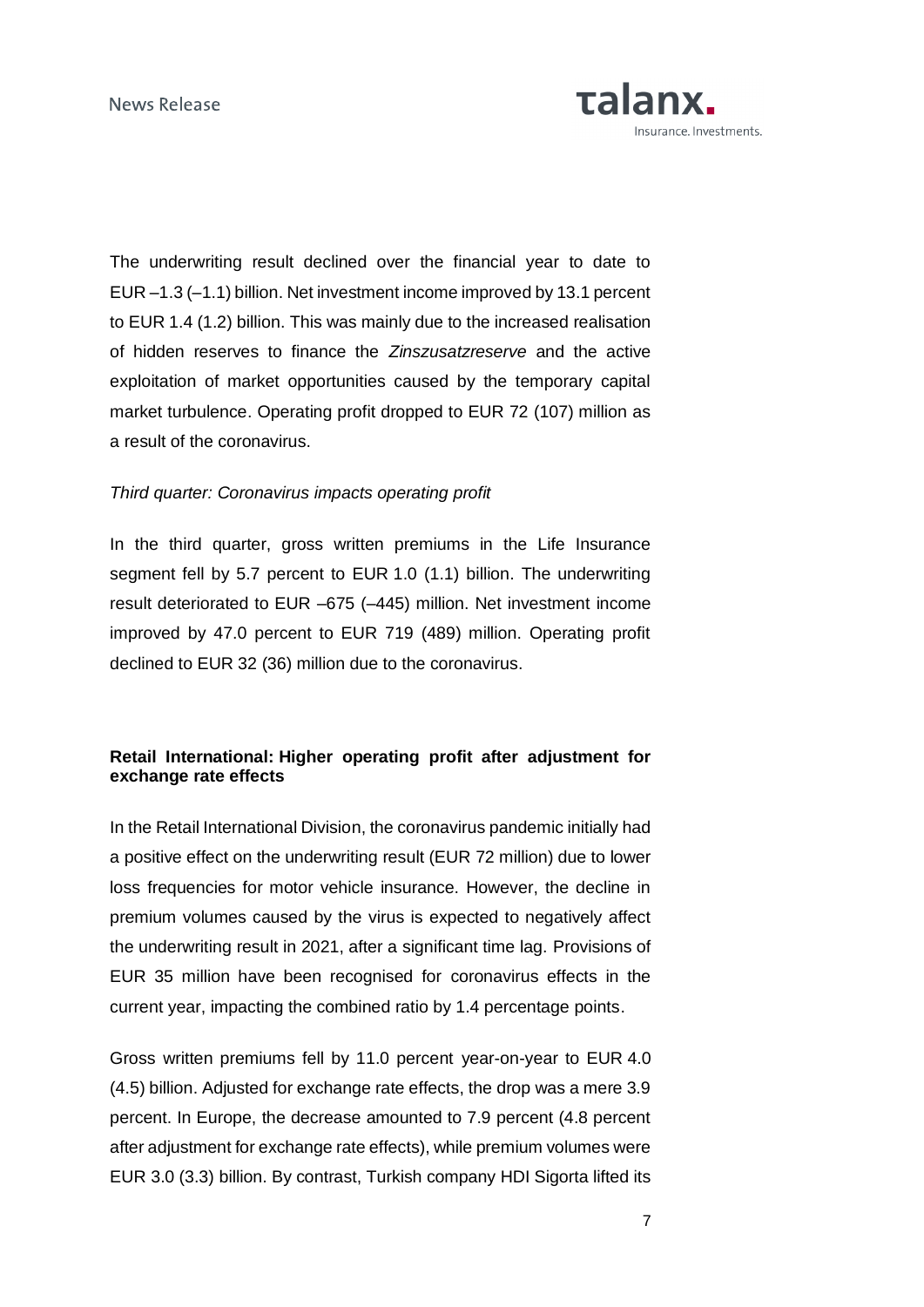The underwriting result declined over the financial year to date to EUR –1.3 (–1.1) billion. Net investment income improved by 13.1 percent to EUR 1.4 (1.2) billion. This was mainly due to the increased realisation of hidden reserves to finance the *Zinszusatzreserve* and the active exploitation of market opportunities caused by the temporary capital market turbulence. Operating profit dropped to EUR 72 (107) million as a result of the coronavirus.

*Third quarter: Coronavirus impacts operating profit*

In the third quarter, gross written premiums in the Life Insurance segment fell by 5.7 percent to EUR 1.0 (1.1) billion. The underwriting result deteriorated to EUR –675 (–445) million. Net investment income improved by 47.0 percent to EUR 719 (489) million. Operating profit declined to EUR 32 (36) million due to the coronavirus.

**Retail International: Higher operating profit after adjustment for exchange rate effects**

In the Retail International Division, the coronavirus pandemic initially had a positive effect on the underwriting result (EUR 72 million) due to lower loss frequencies for motor vehicle insurance. However, the decline in premium volumes caused by the virus is expected to negatively affect the underwriting result in 2021, after a significant time lag. Provisions of EUR 35 million have been recognised for coronavirus effects in the current year, impacting the combined ratio by 1.4 percentage points.

Gross written premiums fell by 11.0 percent year-on-year to EUR 4.0 (4.5) billion. Adjusted for exchange rate effects, the drop was a mere 3.9 percent. In Europe, the decrease amounted to 7.9 percent (4.8 percent after adjustment for exchange rate effects), while premium volumes were EUR 3.0 (3.3) billion. By contrast, Turkish company HDI Sigorta lifted its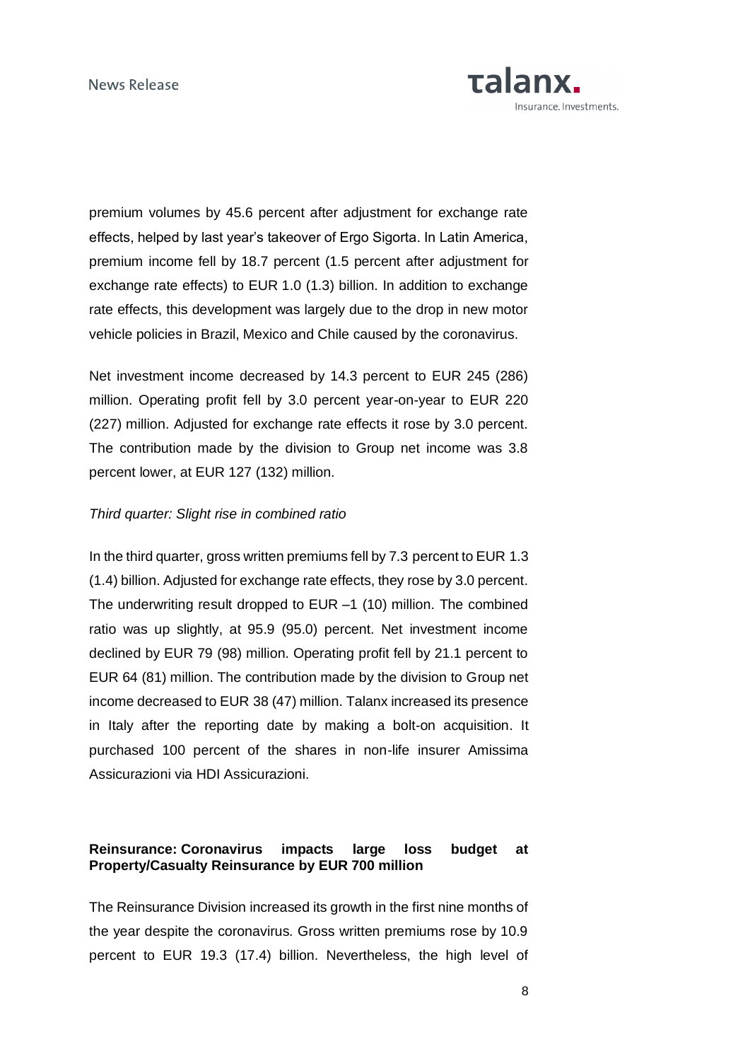premium volumes by 45.6 percent after adjustment for exchange rate effects, helped by last year's takeover of Ergo Sigorta. In Latin America, premium income fell by 18.7 percent (1.5 percent after adjustment for exchange rate effects) to EUR 1.0 (1.3) billion. In addition to exchange rate effects, this development was largely due to the drop in new motor vehicle policies in Brazil, Mexico and Chile caused by the coronavirus.

Net investment income decreased by 14.3 percent to EUR 245 (286) million. Operating profit fell by 3.0 percent year-on-year to EUR 220 (227) million. Adjusted for exchange rate effects it rose by 3.0 percent. The contribution made by the division to Group net income was 3.8 percent lower, at EUR 127 (132) million.

*Third quarter: Slight rise in combined ratio*

In the third quarter, gross written premiums fell by 7.3 percent to EUR 1.3 (1.4) billion. Adjusted for exchange rate effects, they rose by 3.0 percent. The underwriting result dropped to EUR –1 (10) million. The combined ratio was up slightly, at 95.9 (95.0) percent. Net investment income declined by EUR 79 (98) million. Operating profit fell by 21.1 percent to EUR 64 (81) million. The contribution made by the division to Group net income decreased to EUR 38 (47) million. Talanx increased its presence in Italy after the reporting date by making a bolt-on acquisition. It purchased 100 percent of the shares in non-life insurer Amissima Assicurazioni via HDI Assicurazioni.

**Reinsurance: Coronavirus impacts large loss budget at Property/Casualty Reinsurance by EUR 700 million**

The Reinsurance Division increased its growth in the first nine months of the year despite the coronavirus. Gross written premiums rose by 10.9 percent to EUR 19.3 (17.4) billion. Nevertheless, the high level of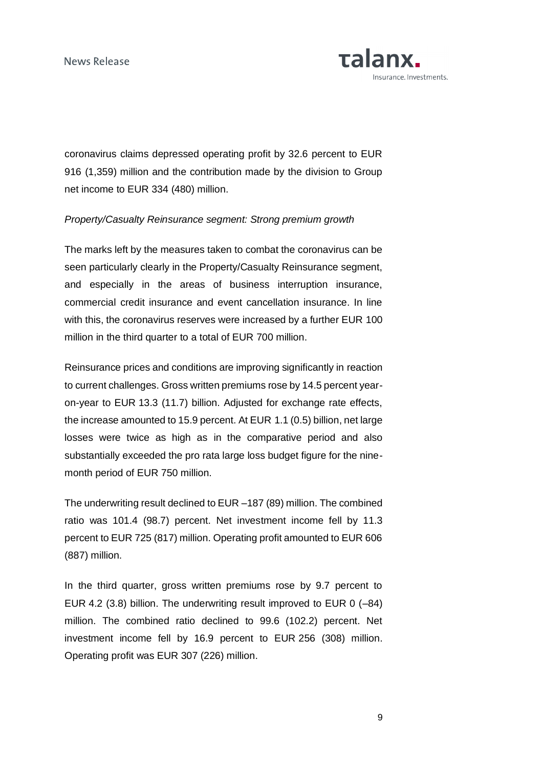coronavirus claims depressed operating profit by 32.6 percent to EUR 916 (1,359) million and the contribution made by the division to Group net income to EUR 334 (480) million.

*Property/Casualty Reinsurance segment: Strong premium growth*

The marks left by the measures taken to combat the coronavirus can be seen particularly clearly in the Property/Casualty Reinsurance segment, and especially in the areas of business interruption insurance, commercial credit insurance and event cancellation insurance. In line with this, the coronavirus reserves were increased by a further EUR 100 million in the third quarter to a total of EUR 700 million.

Reinsurance prices and conditions are improving significantly in reaction to current challenges. Gross written premiums rose by 14.5 percent year-on-year to EUR 13.3 (11.7) billion. Adjusted for exchange rate effects, the increase amounted to 15.9 percent. At EUR 1.1 (0.5) billion, net large losses were twice as high as in the comparative period and also substantially exceeded the pro rata large loss budget figure for the nine-month period of EUR 750 million.

The underwriting result declined to EUR –187 (89) million. The combined ratio was 101.4 (98.7) percent. Net investment income fell by 11.3 percent to EUR 725 (817) million. Operating profit amounted to EUR 606 (887) million.

In the third quarter, gross written premiums rose by 9.7 percent to EUR 4.2 (3.8) billion. The underwriting result improved to EUR 0 (–84) million. The combined ratio declined to 99.6 (102.2) percent. Net investment income fell by 16.9 percent to EUR 256 (308) million. Operating profit was EUR 307 (226) million.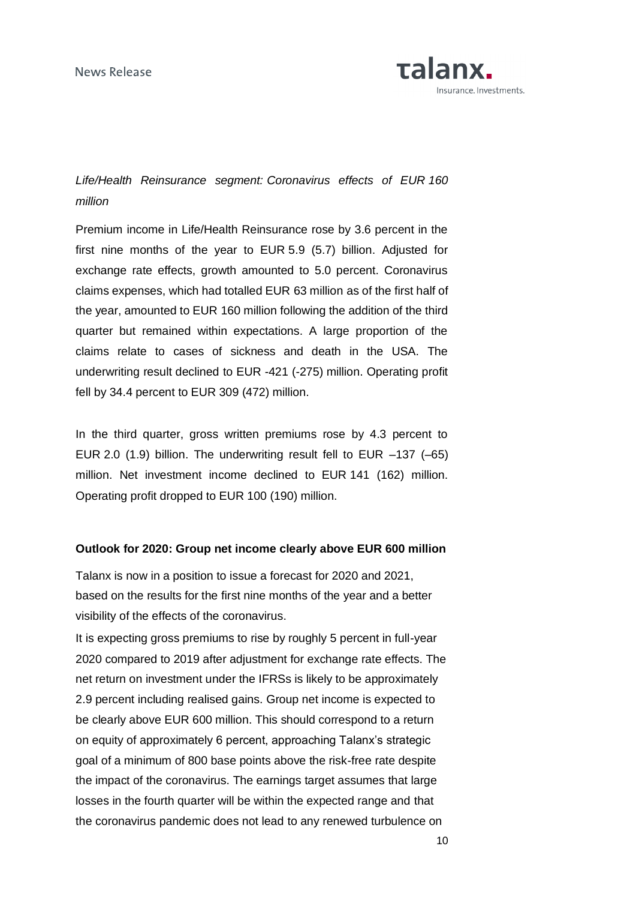*Life/Health Reinsurance segment: Coronavirus effects of EUR 160 million*

Premium income in Life/Health Reinsurance rose by 3.6 percent in the first nine months of the year to EUR 5.9 (5.7) billion. Adjusted for exchange rate effects, growth amounted to 5.0 percent. Coronavirus claims expenses, which had totalled EUR 63 million as of the first half of the year, amounted to EUR 160 million following the addition of the third quarter but remained within expectations. A large proportion of the claims relate to cases of sickness and death in the USA. The underwriting result declined to EUR -421 (-275) million. Operating profit fell by 34.4 percent to EUR 309 (472) million.

In the third quarter, gross written premiums rose by 4.3 percent to EUR 2.0 (1.9) billion. The underwriting result fell to EUR –137 (–65) million. Net investment income declined to EUR 141 (162) million. Operating profit dropped to EUR 100 (190) million.

**Outlook for 2020: Group net income clearly above EUR 600 million**

Talanx is now in a position to issue a forecast for 2020 and 2021, based on the results for the first nine months of the year and a better visibility of the effects of the coronavirus.

It is expecting gross premiums to rise by roughly 5 percent in full-year 2020 compared to 2019 after adjustment for exchange rate effects. The net return on investment under the IFRSs is likely to be approximately 2.9 percent including realised gains. Group net income is expected to be clearly above EUR 600 million. This should correspond to a return on equity of approximately 6 percent, approaching Talanx's strategic goal of a minimum of 800 base points above the risk-free rate despite the impact of the coronavirus. The earnings target assumes that large losses in the fourth quarter will be within the expected range and that the coronavirus pandemic does not lead to any renewed turbulence on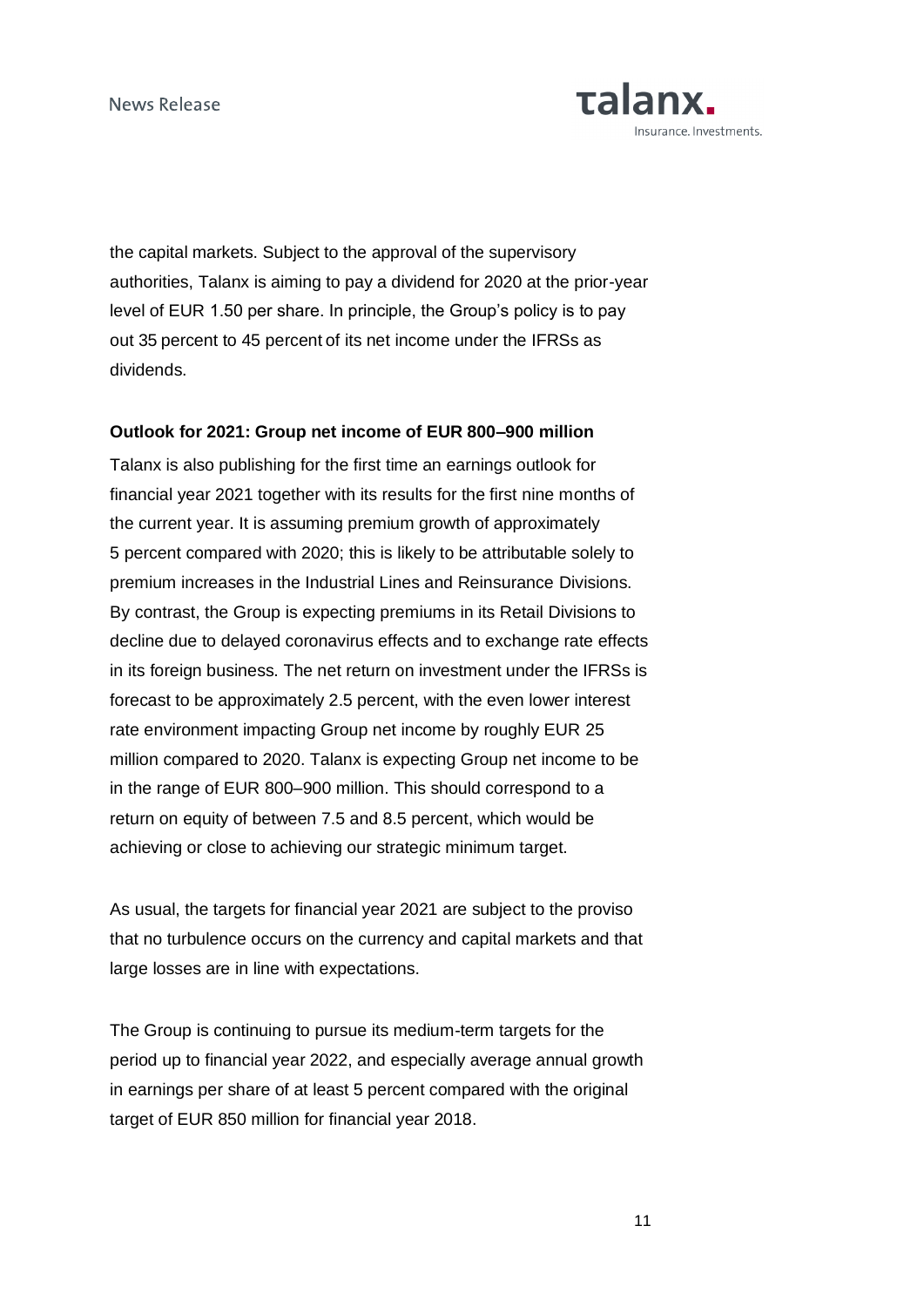the capital markets. Subject to the approval of the supervisory authorities, Talanx is aiming to pay a dividend for 2020 at the prior-year level of EUR 1.50 per share. In principle, the Group's policy is to pay out 35 percent to 45 percent of its net income under the IFRSs as dividends.

**Outlook for 2021: Group net income of EUR 800–900 million**

Talanx is also publishing for the first time an earnings outlook for financial year 2021 together with its results for the first nine months of the current year. It is assuming premium growth of approximately 5 percent compared with 2020; this is likely to be attributable solely to premium increases in the Industrial Lines and Reinsurance Divisions. By contrast, the Group is expecting premiums in its Retail Divisions to decline due to delayed coronavirus effects and to exchange rate effects in its foreign business. The net return on investment under the IFRSs is forecast to be approximately 2.5 percent, with the even lower interest rate environment impacting Group net income by roughly EUR 25 million compared to 2020. Talanx is expecting Group net income to be in the range of EUR 800–900 million. This should correspond to a return on equity of between 7.5 and 8.5 percent, which would be achieving or close to achieving our strategic minimum target.

As usual, the targets for financial year 2021 are subject to the proviso that no turbulence occurs on the currency and capital markets and that large losses are in line with expectations.

The Group is continuing to pursue its medium-term targets for the period up to financial year 2022, and especially average annual growth in earnings per share of at least 5 percent compared with the original target of EUR 850 million for financial year 2018.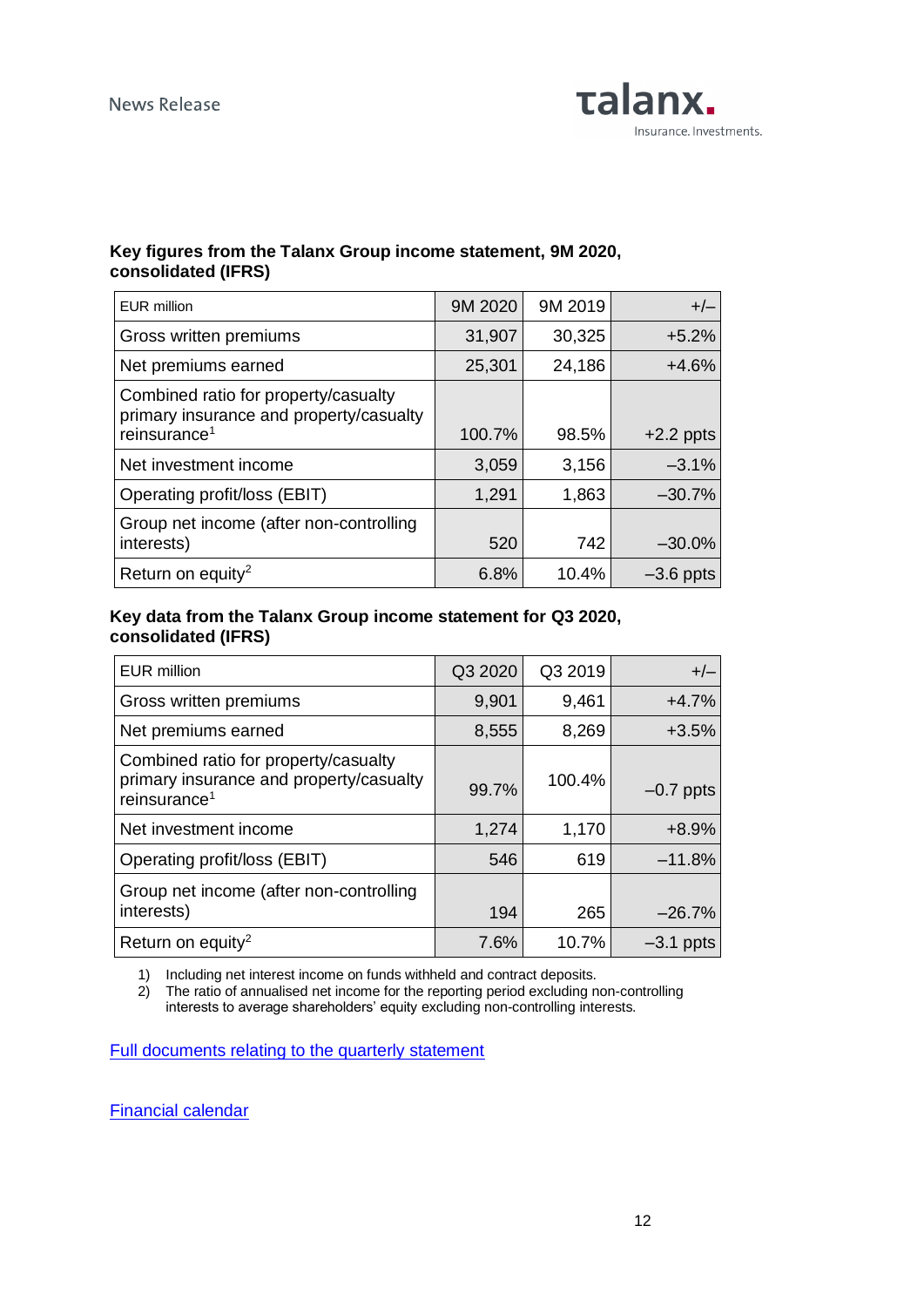**Key figures from the Talanx Group income statement, 9M 2020, consolidated (IFRS)**

| EUR million | 9M 2020 | 9M 2019 | +/– |
|---|---|---|---|
| Gross written premiums | 31,907 | 30,325 | +5.2% |
| Net premiums earned | 25,301 | 24,186 | +4.6% |
| Combined ratio for property/casualty primary insurance and property/casualty reinsurance[1] | 100.7% | 98.5% | +2.2 ppts |
| Net investment income | 3,059 | 3,156 | –3.1% |
| Operating profit/loss (EBIT) | 1,291 | 1,863 | –30.7% |
| Group net income (after non-controlling interests) | 520 | 742 | –30.0% |
| Return on equity[2] | 6.8% | 10.4% | –3.6 ppts |

**Key data from the Talanx Group income statement for Q3 2020, consolidated (IFRS)**

| EUR million | Q3 2020 | Q3 2019 | +/– |
|---|---|---|---|
| Gross written premiums | 9,901 | 9,461 | +4.7% |
| Net premiums earned | 8,555 | 8,269 | +3.5% |
| Combined ratio for property/casualty primary insurance and property/casualty reinsurance[1] | 99.7% | 100.4% | –0.7 ppts |
| Net investment income | 1,274 | 1,170 | +8.9% |
| Operating profit/loss (EBIT) | 546 | 619 | –11.8% |
| Group net income (after non-controlling interests) | 194 | 265 | –26.7% |
| Return on equity[2] | 7.6% | 10.7% | –3.1 ppts |

1) Including net interest income on funds withheld and contract deposits.
2) The ratio of annualised net income for the reporting period excluding non-controlling interests to average shareholders' equity excluding non-controlling interests.

Full documents relating to the quarterly statement

Financial calendar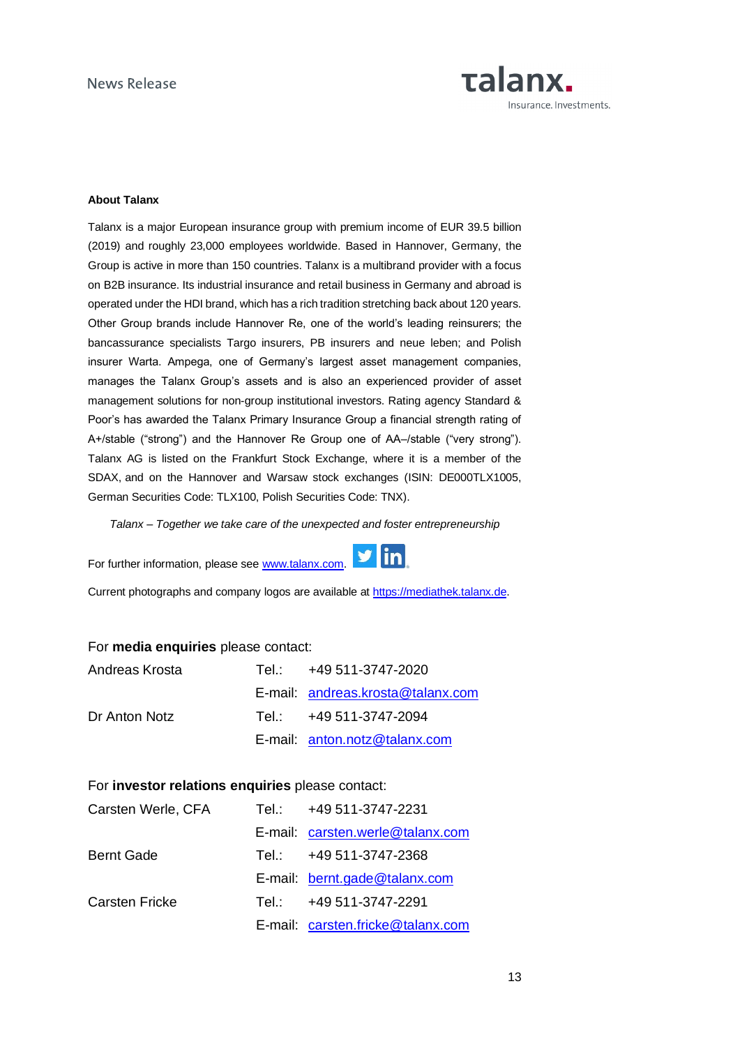**About Talanx**

Talanx is a major European insurance group with premium income of EUR 39.5 billion (2019) and roughly 23,000 employees worldwide. Based in Hannover, Germany, the Group is active in more than 150 countries. Talanx is a multibrand provider with a focus on B2B insurance. Its industrial insurance and retail business in Germany and abroad is operated under the HDI brand, which has a rich tradition stretching back about 120 years. Other Group brands include Hannover Re, one of the world's leading reinsurers; the bancassurance specialists Targo insurers, PB insurers and neue leben; and Polish insurer Warta. Ampega, one of Germany's largest asset management companies, manages the Talanx Group's assets and is also an experienced provider of asset management solutions for non-group institutional investors. Rating agency Standard & Poor's has awarded the Talanx Primary Insurance Group a financial strength rating of A+/stable ("strong") and the Hannover Re Group one of AA–/stable ("very strong"). Talanx AG is listed on the Frankfurt Stock Exchange, where it is a member of the SDAX, and on the Hannover and Warsaw stock exchanges (ISIN: DE000TLX1005, German Securities Code: TLX100, Polish Securities Code: TNX).

*Talanx – Together we take care of the unexpected and foster entrepreneurship*

For further information, please see [www.talanx.com](http://www.talanx.com).

Current photographs and company logos are available at [https://mediathek.talanx.de](https://mediathek.talanx.de).

For **media enquiries** please contact:

| | | |
|---|---|---|
| Andreas Krosta | Tel.: | +49 511-3747-2020 |
| | E-mail: | andreas.krosta@talanx.com |
| Dr Anton Notz | Tel.: | +49 511-3747-2094 |
| | E-mail: | anton.notz@talanx.com |

For **investor relations enquiries** please contact:

| | | |
|---|---|---|
| Carsten Werle, CFA | Tel.: | +49 511-3747-2231 |
| | E-mail: | carsten.werle@talanx.com |
| Bernt Gade | Tel.: | +49 511-3747-2368 |
| | E-mail: | bernt.gade@talanx.com |
| Carsten Fricke | Tel.: | +49 511-3747-2291 |
| | E-mail: | carsten.fricke@talanx.com |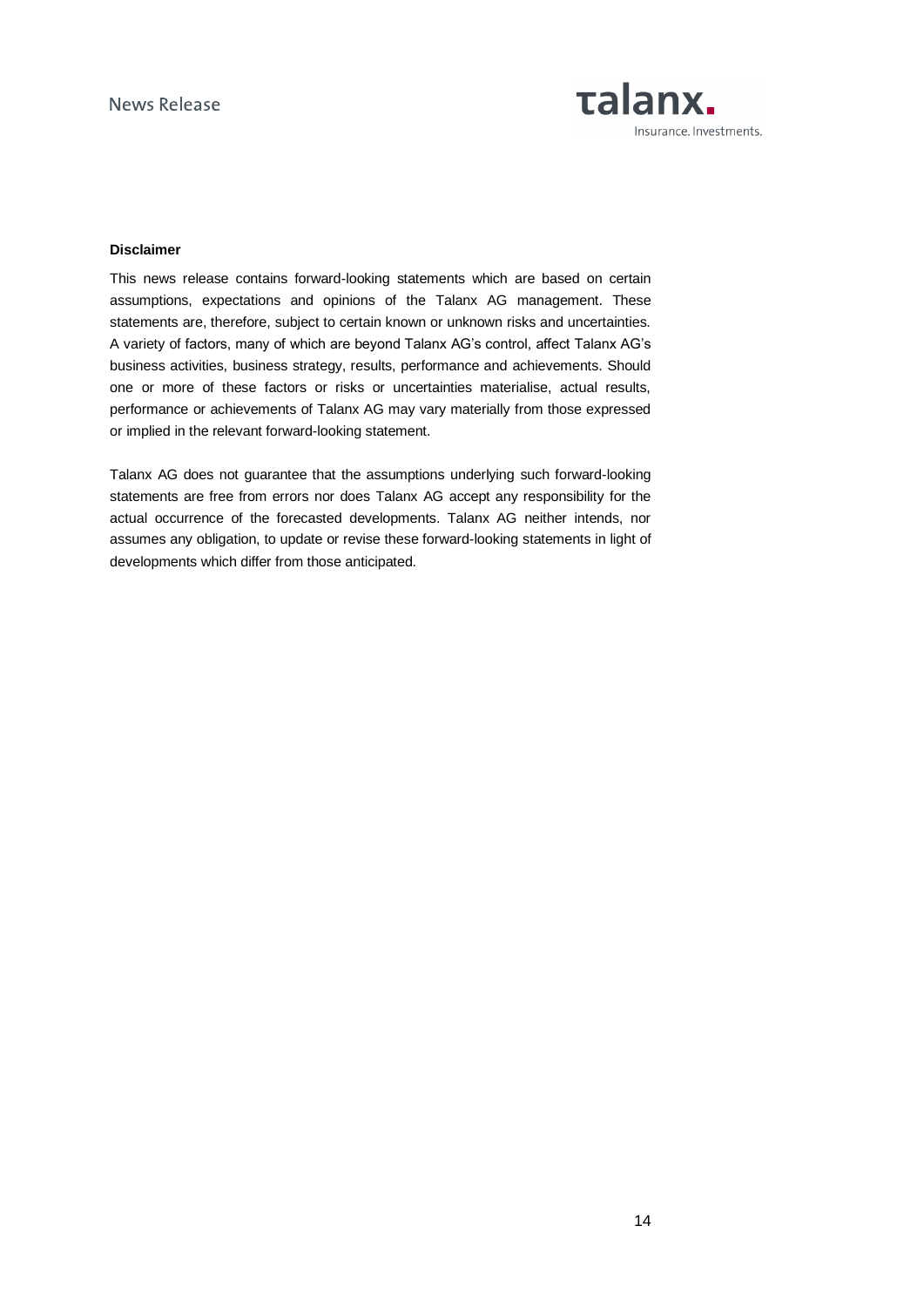**Disclaimer**

This news release contains forward-looking statements which are based on certain assumptions, expectations and opinions of the Talanx AG management. These statements are, therefore, subject to certain known or unknown risks and uncertainties. A variety of factors, many of which are beyond Talanx AG's control, affect Talanx AG's business activities, business strategy, results, performance and achievements. Should one or more of these factors or risks or uncertainties materialise, actual results, performance or achievements of Talanx AG may vary materially from those expressed or implied in the relevant forward-looking statement.

Talanx AG does not guarantee that the assumptions underlying such forward-looking statements are free from errors nor does Talanx AG accept any responsibility for the actual occurrence of the forecasted developments. Talanx AG neither intends, nor assumes any obligation, to update or revise these forward-looking statements in light of developments which differ from those anticipated.